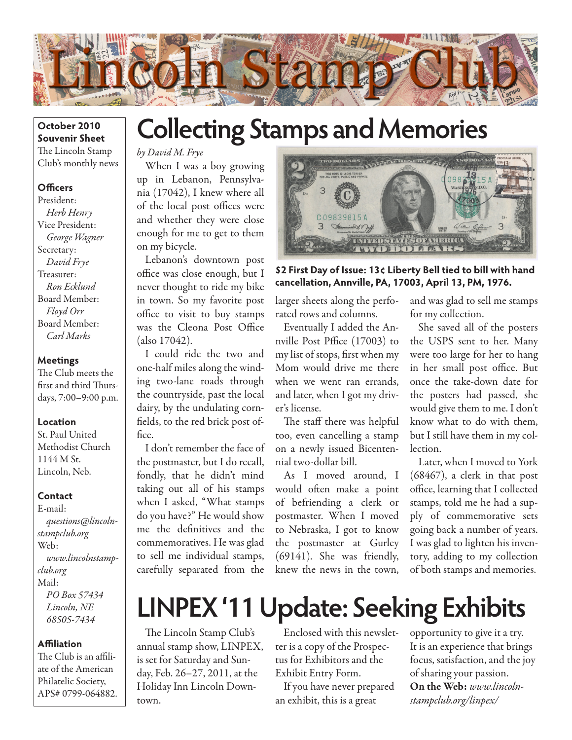# Lincoln Stamp Club

**October 2010 Souvenir Sheet**
The Lincoln Stamp Club's monthly news

**Officers**
President:
*Herb Henry*
Vice President:
*George Wagner*
Secretary:
*David Frye*
Treasurer:
*Ron Ecklund*
Board Member:
*Floyd Orr*
Board Member:
*Carl Marks*

**Meetings**
The Club meets the first and third Thursdays, 7:00–9:00 p.m.

**Location**
St. Paul United Methodist Church
1144 M St.
Lincoln, Neb.

**Contact**
E-mail:
*questions@lincolnstampclub.org*
Web:
*www.lincolnstampclub.org*
Mail:
*PO Box 57434*
*Lincoln, NE 68505-7434*

**Affiliation**
The Club is an affiliate of the American Philatelic Society, APS# 0799-064882.

## Collecting Stamps and Memories

*by David M. Frye*

When I was a boy growing up in Lebanon, Pennsylvania (17042), I knew where all of the local post offices were and whether they were close enough for me to get to them on my bicycle.

Lebanon's downtown post office was close enough, but I never thought to ride my bike in town. So my favorite post office to visit to buy stamps was the Cleona Post Office (also 17042).

I could ride the two and one-half miles along the winding two-lane roads through the countryside, past the local dairy, by the undulating cornfields, to the red brick post office.

I don't remember the face of the postmaster, but I do recall, fondly, that he didn't mind taking out all of his stamps when I asked, "What stamps do you have?" He would show me the definitives and the commemoratives. He was glad to sell me individual stamps, carefully separated from the larger sheets along the perforated rows and columns.

**$2 First Day of Issue: 13¢ Liberty Bell tied to bill with hand cancellation, Annville, PA, 17003, April 13, PM, 1976.**

Eventually I added the Annville Post Pffice (17003) to my list of stops, first when my Mom would drive me there when we went ran errands, and later, when I got my driver's license.

The staff there was helpful too, even cancelling a stamp on a newly issued Bicentennial two-dollar bill.

As I moved around, I would often make a point of befriending a clerk or postmaster. When I moved to Nebraska, I got to know the postmaster at Gurley (69141). She was friendly, knew the news in the town, and was glad to sell me stamps for my collection.

She saved all of the posters the USPS sent to her. Many were too large for her to hang in her small post office. But once the take-down date for the posters had passed, she would give them to me. I don't know what to do with them, but I still have them in my collection.

Later, when I moved to York (68467), a clerk in that post office, learning that I collected stamps, told me he had a supply of commemorative sets going back a number of years. I was glad to lighten his inventory, adding to my collection of both stamps and memories.

## LINPEX '11 Update: Seeking Exhibits

The Lincoln Stamp Club's annual stamp show, LINPEX, is set for Saturday and Sunday, Feb. 26–27, 2011, at the Holiday Inn Lincoln Downtown.

Enclosed with this newsletter is a copy of the Prospectus for Exhibitors and the Exhibit Entry Form.

If you have never prepared an exhibit, this is a great opportunity to give it a try. It is an experience that brings focus, satisfaction, and the joy of sharing your passion.

**On the Web:** *www.lincolnstampclub.org/linpex/*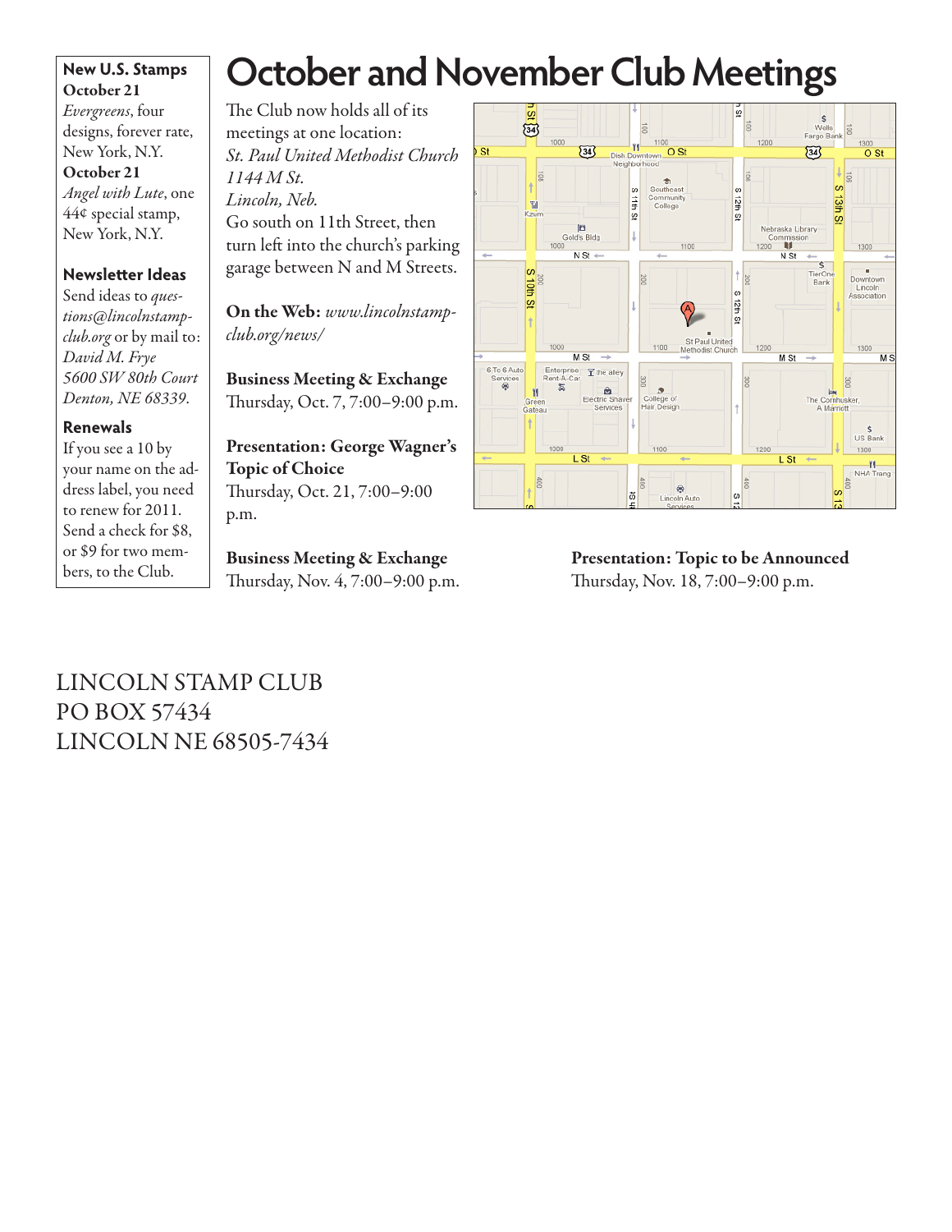**New U.S. Stamps**

**October 21**
*Evergreens*, four designs, forever rate, New York, N.Y.

**October 21**
*Angel with Lute*, one 44¢ special stamp, New York, N.Y.

**Newsletter Ideas**

Send ideas to *questions@lincolnstampclub.org* or by mail to:
*David M. Frye*
*5600 SW 80th Court*
*Denton, NE 68339.*

**Renewals**

If you see a 10 by your name on the address label, you need to renew for 2011. Send a check for $8, or $9 for two members, to the Club.

# October and November Club Meetings

The Club now holds all of its meetings at one location:
*St. Paul United Methodist Church*
*1144 M St.*
*Lincoln, Neb.*
Go south on 11th Street, then turn left into the church's parking garage between N and M Streets.

**On the Web:** *www.lincolnstampclub.org/news/*

**Business Meeting & Exchange**
Thursday, Oct. 7, 7:00–9:00 p.m.

**Presentation: George Wagner's Topic of Choice**
Thursday, Oct. 21, 7:00–9:00 p.m.

**Business Meeting & Exchange**
Thursday, Nov. 4, 7:00–9:00 p.m.

**Presentation: Topic to be Announced**
Thursday, Nov. 18, 7:00–9:00 p.m.

LINCOLN STAMP CLUB
PO BOX 57434
LINCOLN NE 68505-7434